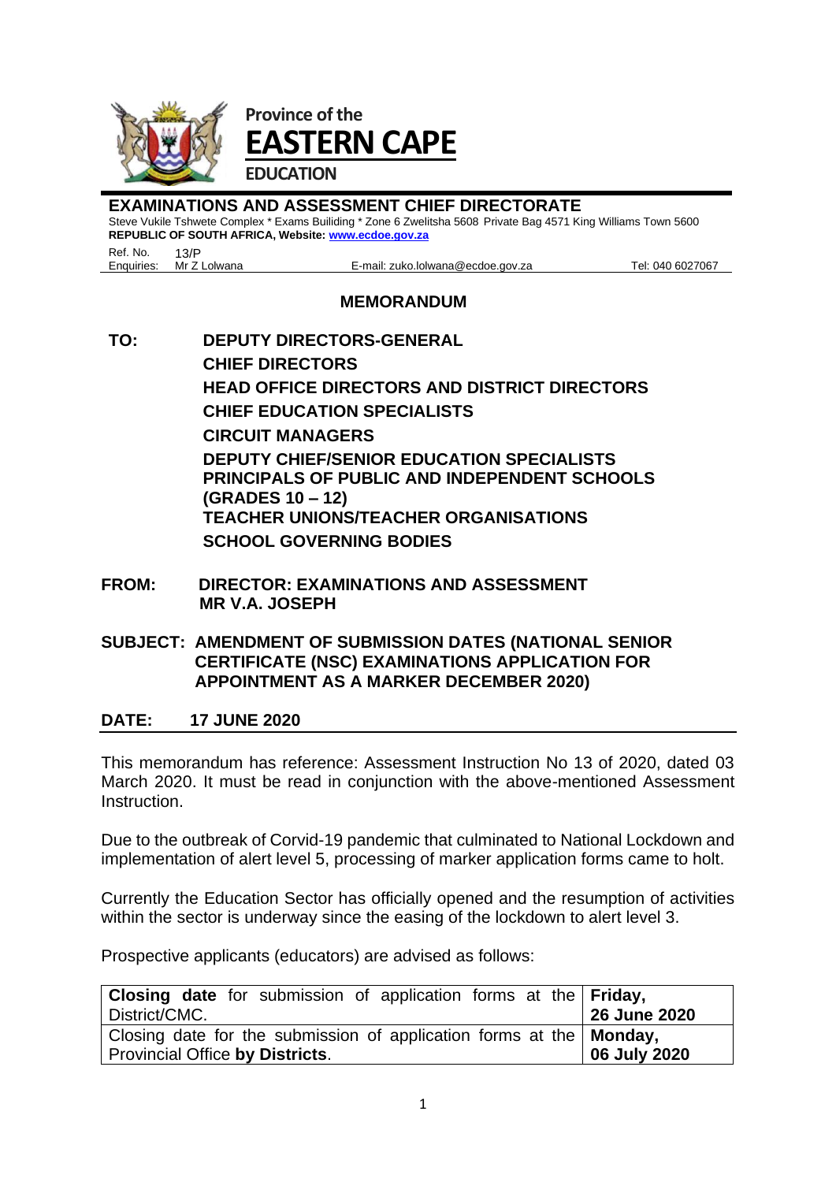**Province of the**
**EASTERN CAPE**
**EDUCATION**

**EXAMINATIONS AND ASSESSMENT CHIEF DIRECTORATE**

Steve Vukile Tshwete Complex * Exams Builiding * Zone 6 Zwelitsha 5608 Private Bag 4571 King Williams Town 5600
**REPUBLIC OF SOUTH AFRICA, Website: www.ecdoe.gov.za**

Ref. No. 13/P
Enquiries: Mr Z Lolwana    E-mail: zuko.lolwana@ecdoe.gov.za    Tel: 040 6027067

## MEMORANDUM

**TO:** **DEPUTY DIRECTORS-GENERAL**
**CHIEF DIRECTORS**
**HEAD OFFICE DIRECTORS AND DISTRICT DIRECTORS**
**CHIEF EDUCATION SPECIALISTS**
**CIRCUIT MANAGERS**
**DEPUTY CHIEF/SENIOR EDUCATION SPECIALISTS**
**PRINCIPALS OF PUBLIC AND INDEPENDENT SCHOOLS (GRADES 10 – 12)**
**TEACHER UNIONS/TEACHER ORGANISATIONS**
**SCHOOL GOVERNING BODIES**

**FROM:** **DIRECTOR: EXAMINATIONS AND ASSESSMENT**
**MR V.A. JOSEPH**

**SUBJECT:** **AMENDMENT OF SUBMISSION DATES (NATIONAL SENIOR CERTIFICATE (NSC) EXAMINATIONS APPLICATION FOR APPOINTMENT AS A MARKER DECEMBER 2020)**

**DATE:** **17 JUNE 2020**

---

This memorandum has reference: Assessment Instruction No 13 of 2020, dated 03 March 2020. It must be read in conjunction with the above-mentioned Assessment Instruction.

Due to the outbreak of Corvid-19 pandemic that culminated to National Lockdown and implementation of alert level 5, processing of marker application forms came to holt.

Currently the Education Sector has officially opened and the resumption of activities within the sector is underway since the easing of the lockdown to alert level 3.

Prospective applicants (educators) are advised as follows:

| | |
|---|---|
| **Closing date** for submission of application forms at the District/CMC. | **Friday, 26 June 2020** |
| Closing date for the submission of application forms at the Provincial Office **by Districts**. | **Monday, 06 July 2020** |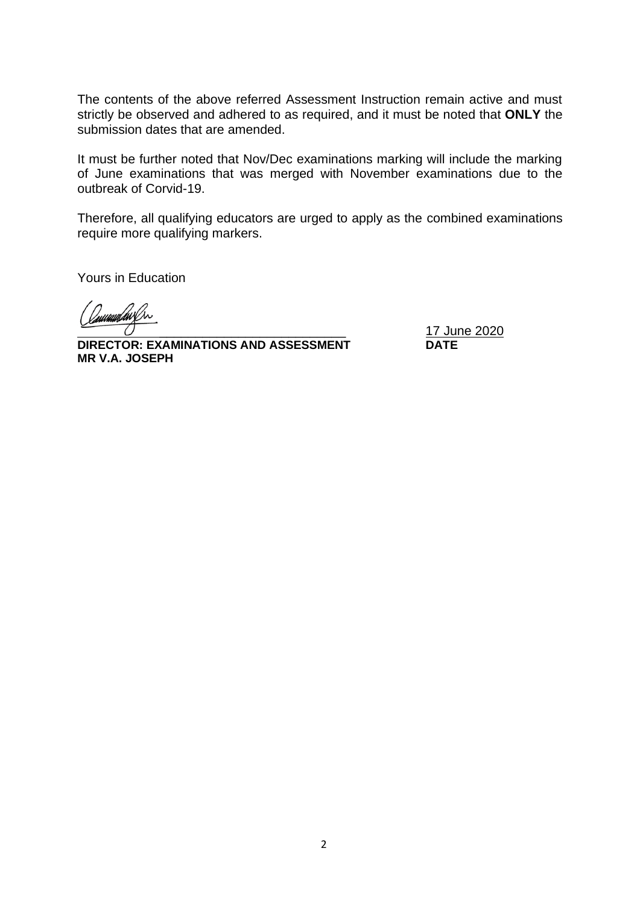The contents of the above referred Assessment Instruction remain active and must strictly be observed and adhered to as required, and it must be noted that **ONLY** the submission dates that are amended.

It must be further noted that Nov/Dec examinations marking will include the marking of June examinations that was merged with November examinations due to the outbreak of Corvid-19.

Therefore, all qualifying educators are urged to apply as the combined examinations require more qualifying markers.

Yours in Education

\_\_\_\_\_\_\_\_\_\_\_\_\_\_\_\_\_\_\_\_\_\_\_\_\_\_\_\_\_\_\_\_\_\_\_\_ 17 June 2020

**DIRECTOR: EXAMINATIONS AND ASSESSMENT** **DATE**
**MR V.A. JOSEPH**